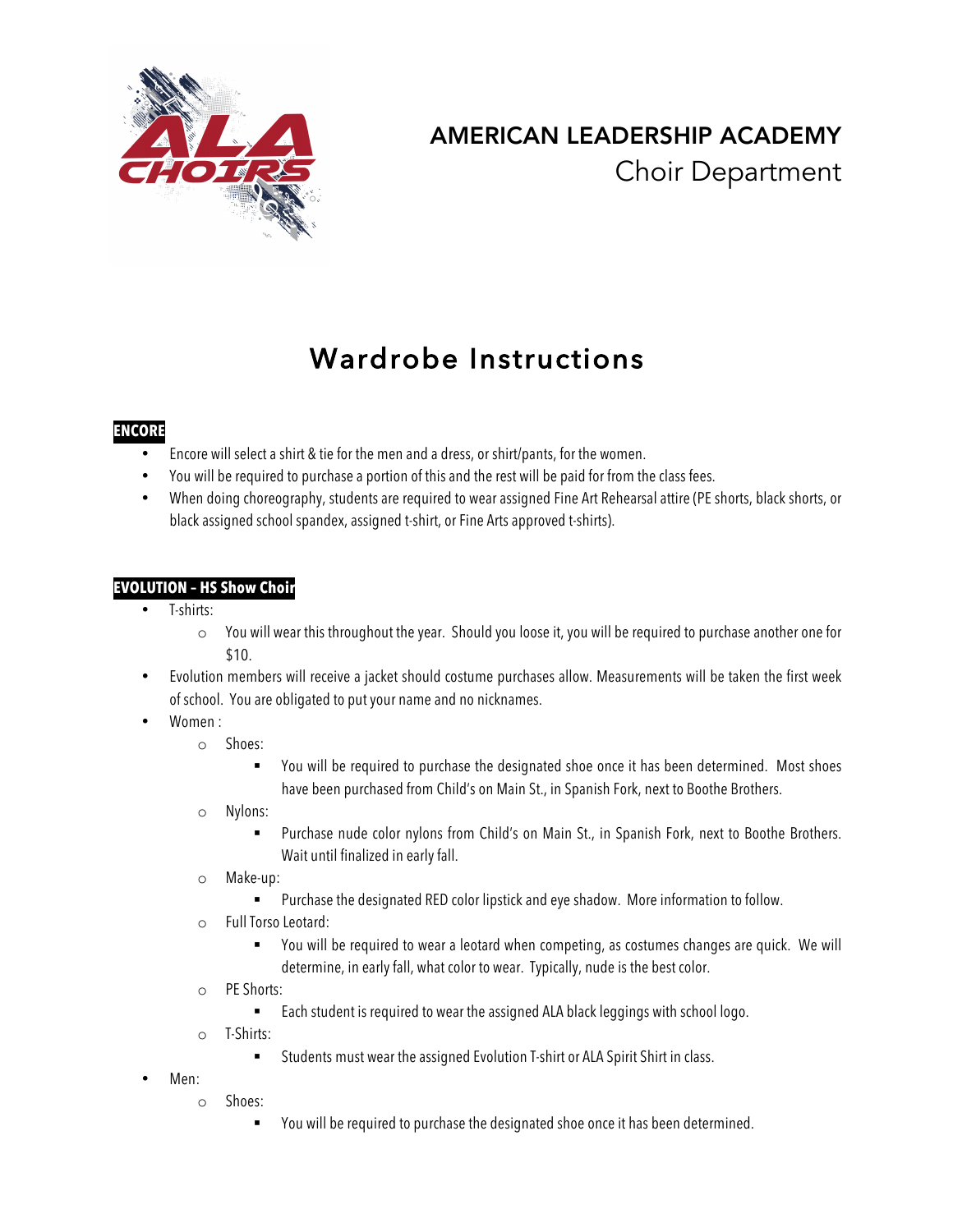# AMERICAN LEADERSHIP ACADEMY

## Choir Department

# Wardrobe Instructions

**ENCORE**

- Encore will select a shirt & tie for the men and a dress, or shirt/pants, for the women.
- You will be required to purchase a portion of this and the rest will be paid for from the class fees.
- When doing choreography, students are required to wear assigned Fine Art Rehearsal attire (PE shorts, black shorts, or black assigned school spandex, assigned t-shirt, or Fine Arts approved t-shirts).

**EVOLUTION – HS Show Choir**

- T-shirts:
  - You will wear this throughout the year. Should you loose it, you will be required to purchase another one for $10.
- Evolution members will receive a jacket should costume purchases allow. Measurements will be taken the first week of school. You are obligated to put your name and no nicknames.
- Women :
  - Shoes:
    - You will be required to purchase the designated shoe once it has been determined. Most shoes have been purchased from Child's on Main St., in Spanish Fork, next to Boothe Brothers.
  - Nylons:
    - Purchase nude color nylons from Child's on Main St., in Spanish Fork, next to Boothe Brothers. Wait until finalized in early fall.
  - Make-up:
    - Purchase the designated RED color lipstick and eye shadow. More information to follow.
  - Full Torso Leotard:
    - You will be required to wear a leotard when competing, as costumes changes are quick. We will determine, in early fall, what color to wear. Typically, nude is the best color.
  - PE Shorts:
    - Each student is required to wear the assigned ALA black leggings with school logo.
  - T-Shirts:
    - Students must wear the assigned Evolution T-shirt or ALA Spirit Shirt in class.
- Men:
  - Shoes:
    - You will be required to purchase the designated shoe once it has been determined.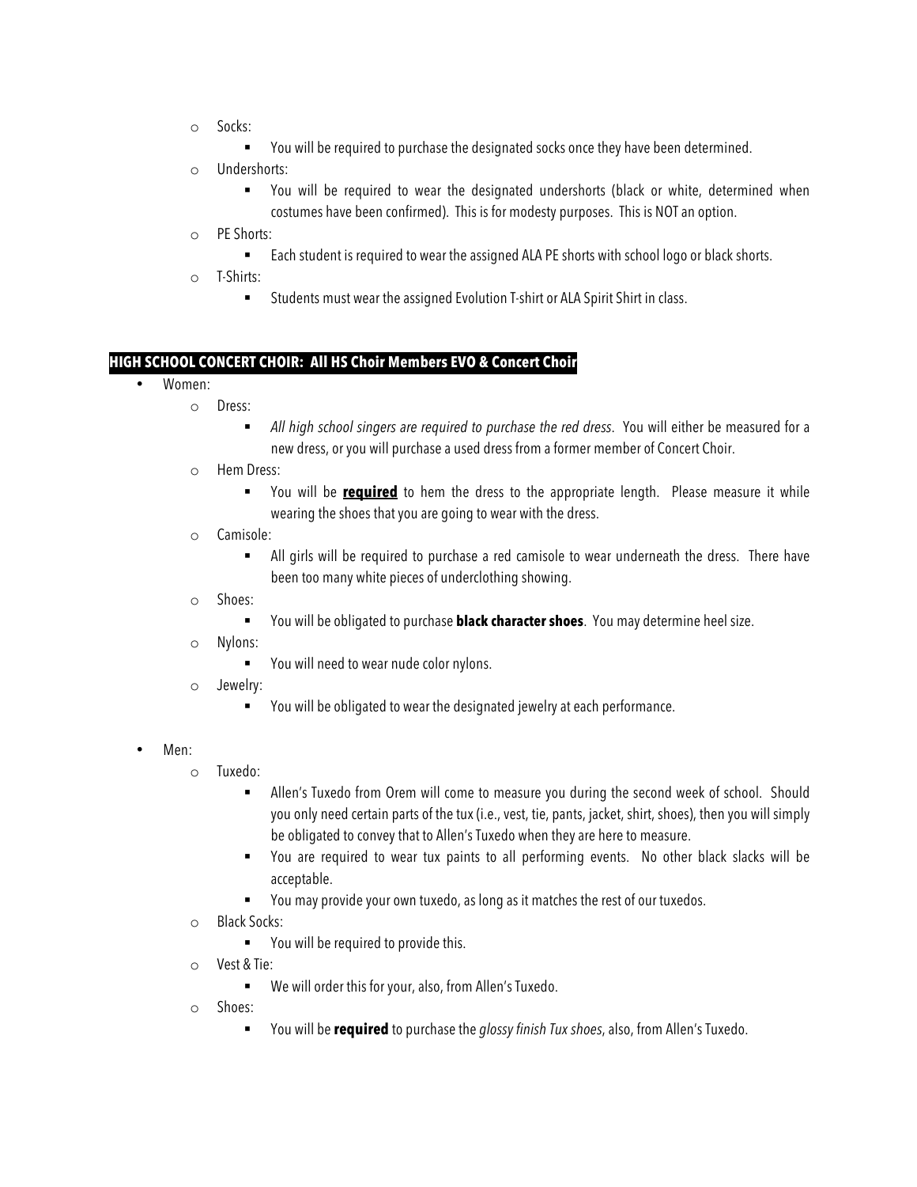- Socks:
  - You will be required to purchase the designated socks once they have been determined.
- Undershorts:
  - You will be required to wear the designated undershorts (black or white, determined when costumes have been confirmed). This is for modesty purposes. This is NOT an option.
- PE Shorts:
  - Each student is required to wear the assigned ALA PE shorts with school logo or black shorts.
- T-Shirts:
  - Students must wear the assigned Evolution T-shirt or ALA Spirit Shirt in class.

## HIGH SCHOOL CONCERT CHOIR: All HS Choir Members EVO & Concert Choir

- Women:
  - Dress:
    - *All high school singers are required to purchase the red dress*. You will either be measured for a new dress, or you will purchase a used dress from a former member of Concert Choir.
  - Hem Dress:
    - You will be **required** to hem the dress to the appropriate length. Please measure it while wearing the shoes that you are going to wear with the dress.
  - Camisole:
    - All girls will be required to purchase a red camisole to wear underneath the dress. There have been too many white pieces of underclothing showing.
  - Shoes:
    - You will be obligated to purchase **black character shoes**. You may determine heel size.
  - Nylons:
    - You will need to wear nude color nylons.
  - Jewelry:
    - You will be obligated to wear the designated jewelry at each performance.

- Men:
  - Tuxedo:
    - Allen's Tuxedo from Orem will come to measure you during the second week of school. Should you only need certain parts of the tux (i.e., vest, tie, pants, jacket, shirt, shoes), then you will simply be obligated to convey that to Allen's Tuxedo when they are here to measure.
    - You are required to wear tux paints to all performing events. No other black slacks will be acceptable.
    - You may provide your own tuxedo, as long as it matches the rest of our tuxedos.
  - Black Socks:
    - You will be required to provide this.
  - Vest & Tie:
    - We will order this for your, also, from Allen's Tuxedo.
  - Shoes:
    - You will be **required** to purchase the *glossy finish Tux shoes*, also, from Allen's Tuxedo.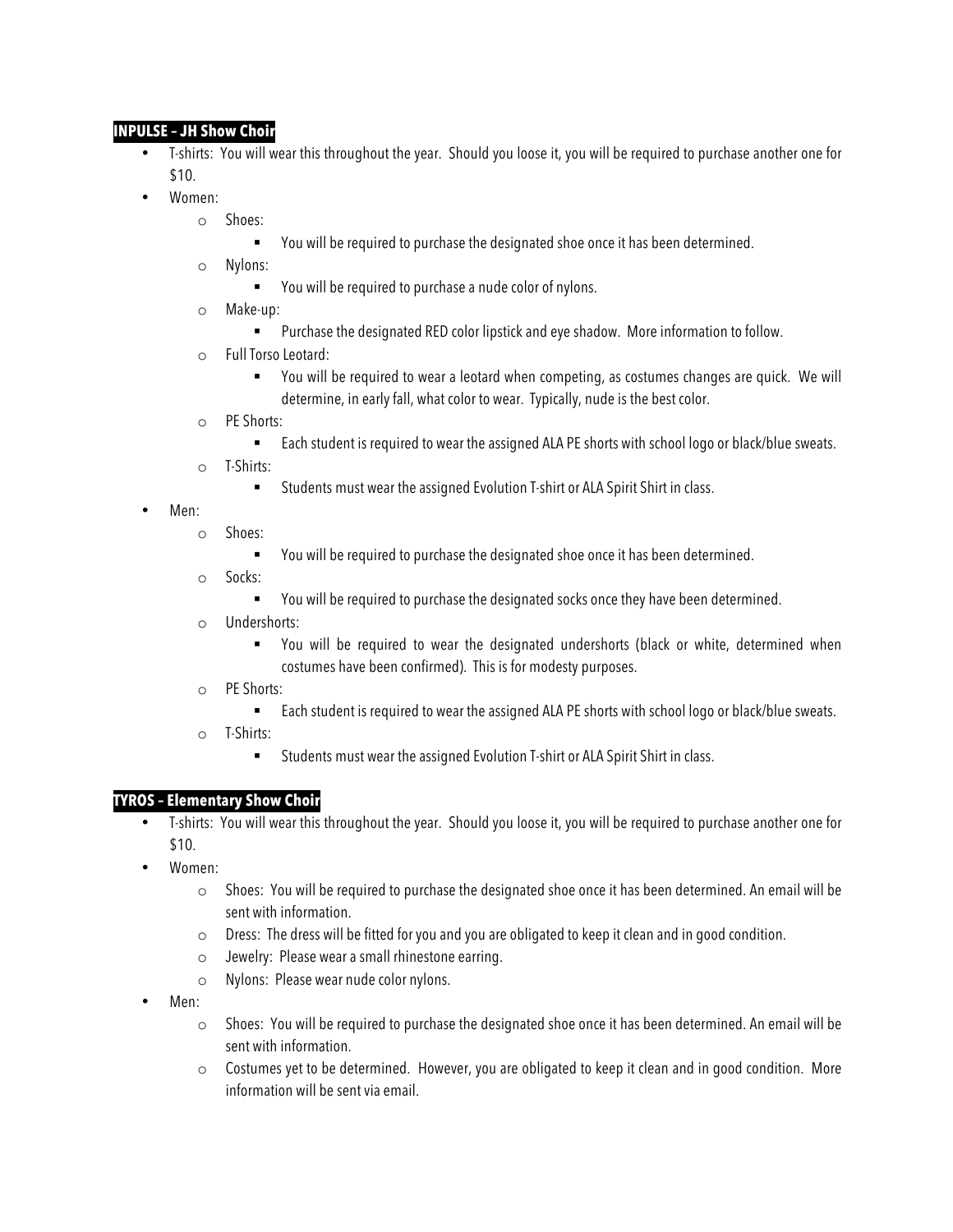**INPULSE – JH Show Choir**

- T-shirts: You will wear this throughout the year. Should you loose it, you will be required to purchase another one for $10.
- Women:
    - Shoes:
        - You will be required to purchase the designated shoe once it has been determined.
    - Nylons:
        - You will be required to purchase a nude color of nylons.
    - Make-up:
        - Purchase the designated RED color lipstick and eye shadow. More information to follow.
    - Full Torso Leotard:
        - You will be required to wear a leotard when competing, as costumes changes are quick. We will determine, in early fall, what color to wear. Typically, nude is the best color.
    - PE Shorts:
        - Each student is required to wear the assigned ALA PE shorts with school logo or black/blue sweats.
    - T-Shirts:
        - Students must wear the assigned Evolution T-shirt or ALA Spirit Shirt in class.
- Men:
    - Shoes:
        - You will be required to purchase the designated shoe once it has been determined.
    - Socks:
        - You will be required to purchase the designated socks once they have been determined.
    - Undershorts:
        - You will be required to wear the designated undershorts (black or white, determined when costumes have been confirmed). This is for modesty purposes.
    - PE Shorts:
        - Each student is required to wear the assigned ALA PE shorts with school logo or black/blue sweats.
    - T-Shirts:
        - Students must wear the assigned Evolution T-shirt or ALA Spirit Shirt in class.

**TYROS – Elementary Show Choir**

- T-shirts: You will wear this throughout the year. Should you loose it, you will be required to purchase another one for $10.
- Women:
    - Shoes: You will be required to purchase the designated shoe once it has been determined. An email will be sent with information.
    - Dress: The dress will be fitted for you and you are obligated to keep it clean and in good condition.
    - Jewelry: Please wear a small rhinestone earring.
    - Nylons: Please wear nude color nylons.
- Men:
    - Shoes: You will be required to purchase the designated shoe once it has been determined. An email will be sent with information.
    - Costumes yet to be determined. However, you are obligated to keep it clean and in good condition. More information will be sent via email.